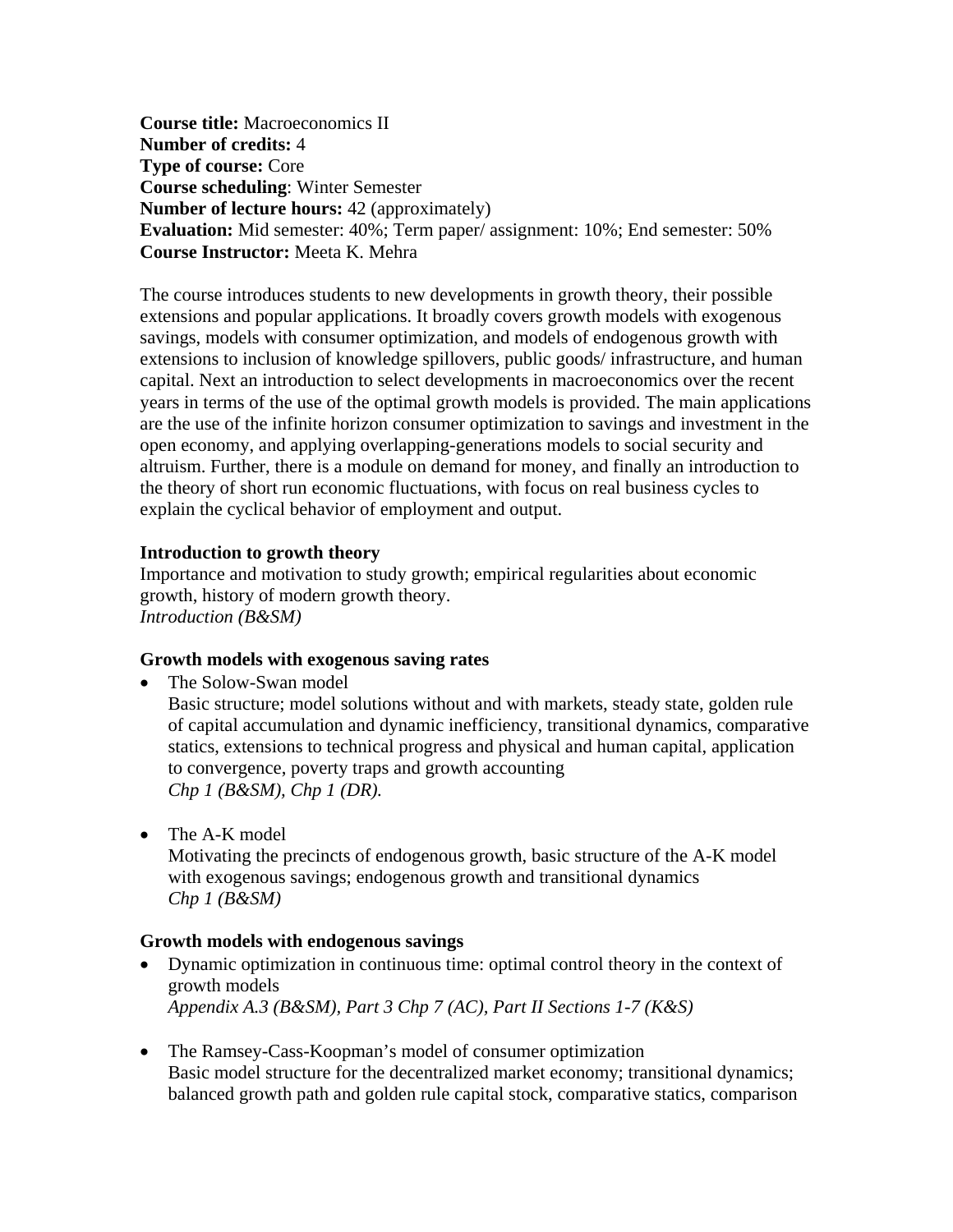**Course title:** Macroeconomics II
**Number of credits:** 4
**Type of course:** Core
**Course scheduling**: Winter Semester
**Number of lecture hours:** 42 (approximately)
**Evaluation:** Mid semester: 40%; Term paper/ assignment: 10%; End semester: 50%
**Course Instructor:** Meeta K. Mehra

The course introduces students to new developments in growth theory, their possible extensions and popular applications. It broadly covers growth models with exogenous savings, models with consumer optimization, and models of endogenous growth with extensions to inclusion of knowledge spillovers, public goods/ infrastructure, and human capital. Next an introduction to select developments in macroeconomics over the recent years in terms of the use of the optimal growth models is provided. The main applications are the use of the infinite horizon consumer optimization to savings and investment in the open economy, and applying overlapping-generations models to social security and altruism. Further, there is a module on demand for money, and finally an introduction to the theory of short run economic fluctuations, with focus on real business cycles to explain the cyclical behavior of employment and output.

**Introduction to growth theory**

Importance and motivation to study growth; empirical regularities about economic growth, history of modern growth theory.
*Introduction (B&SM)*

**Growth models with exogenous saving rates**

- The Solow-Swan model
  Basic structure; model solutions without and with markets, steady state, golden rule of capital accumulation and dynamic inefficiency, transitional dynamics, comparative statics, extensions to technical progress and physical and human capital, application to convergence, poverty traps and growth accounting
  *Chp 1 (B&SM), Chp 1 (DR).*

- The A-K model
  Motivating the precincts of endogenous growth, basic structure of the A-K model with exogenous savings; endogenous growth and transitional dynamics
  *Chp 1 (B&SM)*

**Growth models with endogenous savings**

- Dynamic optimization in continuous time: optimal control theory in the context of growth models
  *Appendix A.3 (B&SM), Part 3 Chp 7 (AC), Part II Sections 1-7 (K&S)*

- The Ramsey-Cass-Koopman's model of consumer optimization
  Basic model structure for the decentralized market economy; transitional dynamics; balanced growth path and golden rule capital stock, comparative statics, comparison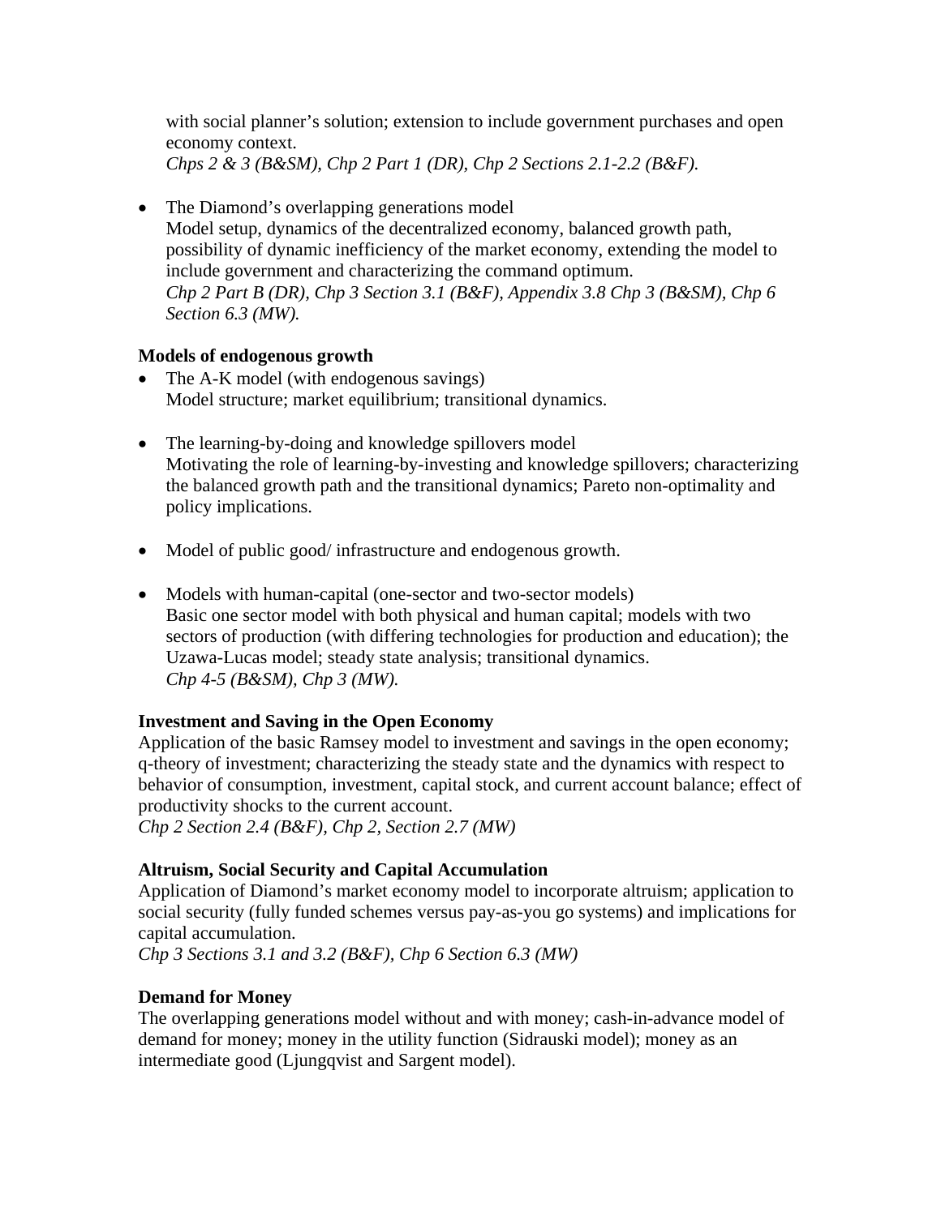with social planner's solution; extension to include government purchases and open economy context.
*Chps 2 & 3 (B&SM), Chp 2 Part 1 (DR), Chp 2 Sections 2.1-2.2 (B&F).*

- The Diamond's overlapping generations model
  Model setup, dynamics of the decentralized economy, balanced growth path, possibility of dynamic inefficiency of the market economy, extending the model to include government and characterizing the command optimum.
  *Chp 2 Part B (DR), Chp 3 Section 3.1 (B&F), Appendix 3.8 Chp 3 (B&SM), Chp 6 Section 6.3 (MW).*

**Models of endogenous growth**

- The A-K model (with endogenous savings)
  Model structure; market equilibrium; transitional dynamics.

- The learning-by-doing and knowledge spillovers model
  Motivating the role of learning-by-investing and knowledge spillovers; characterizing the balanced growth path and the transitional dynamics; Pareto non-optimality and policy implications.

- Model of public good/ infrastructure and endogenous growth.

- Models with human-capital (one-sector and two-sector models)
  Basic one sector model with both physical and human capital; models with two sectors of production (with differing technologies for production and education); the Uzawa-Lucas model; steady state analysis; transitional dynamics.
  *Chp 4-5 (B&SM), Chp 3 (MW).*

**Investment and Saving in the Open Economy**

Application of the basic Ramsey model to investment and savings in the open economy; q-theory of investment; characterizing the steady state and the dynamics with respect to behavior of consumption, investment, capital stock, and current account balance; effect of productivity shocks to the current account.
*Chp 2 Section 2.4 (B&F), Chp 2, Section 2.7 (MW)*

**Altruism, Social Security and Capital Accumulation**

Application of Diamond's market economy model to incorporate altruism; application to social security (fully funded schemes versus pay-as-you go systems) and implications for capital accumulation.
*Chp 3 Sections 3.1 and 3.2 (B&F), Chp 6 Section 6.3 (MW)*

**Demand for Money**

The overlapping generations model without and with money; cash-in-advance model of demand for money; money in the utility function (Sidrauski model); money as an intermediate good (Ljungqvist and Sargent model).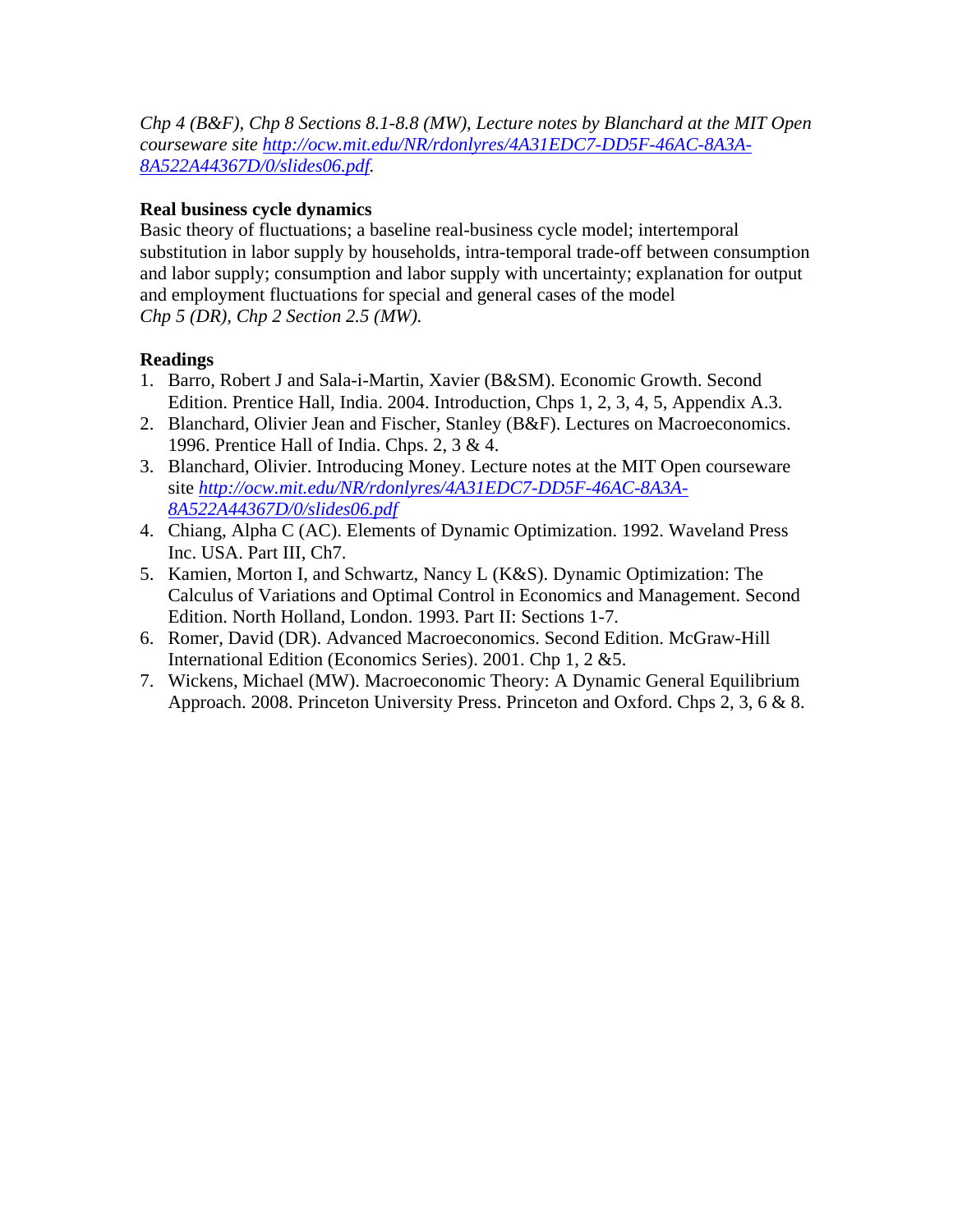*Chp 4 (B&F), Chp 8 Sections 8.1-8.8 (MW), Lecture notes by Blanchard at the MIT Open courseware site [http://ocw.mit.edu/NR/rdonlyres/4A31EDC7-DD5F-46AC-8A3A-8A522A44367D/0/slides06.pdf](http://ocw.mit.edu/NR/rdonlyres/4A31EDC7-DD5F-46AC-8A3A-8A522A44367D/0/slides06.pdf).*

**Real business cycle dynamics**

Basic theory of fluctuations; a baseline real-business cycle model; intertemporal substitution in labor supply by households, intra-temporal trade-off between consumption and labor supply; consumption and labor supply with uncertainty; explanation for output and employment fluctuations for special and general cases of the model

*Chp 5 (DR), Chp 2 Section 2.5 (MW).*

**Readings**

1. Barro, Robert J and Sala-i-Martin, Xavier (B&SM). Economic Growth. Second Edition. Prentice Hall, India. 2004. Introduction, Chps 1, 2, 3, 4, 5, Appendix A.3.
2. Blanchard, Olivier Jean and Fischer, Stanley (B&F). Lectures on Macroeconomics. 1996. Prentice Hall of India. Chps. 2, 3 & 4.
3. Blanchard, Olivier. Introducing Money. Lecture notes at the MIT Open courseware site *[http://ocw.mit.edu/NR/rdonlyres/4A31EDC7-DD5F-46AC-8A3A-8A522A44367D/0/slides06.pdf](http://ocw.mit.edu/NR/rdonlyres/4A31EDC7-DD5F-46AC-8A3A-8A522A44367D/0/slides06.pdf)*
4. Chiang, Alpha C (AC). Elements of Dynamic Optimization. 1992. Waveland Press Inc. USA. Part III, Ch7.
5. Kamien, Morton I, and Schwartz, Nancy L (K&S). Dynamic Optimization: The Calculus of Variations and Optimal Control in Economics and Management. Second Edition. North Holland, London. 1993. Part II: Sections 1-7.
6. Romer, David (DR). Advanced Macroeconomics. Second Edition. McGraw-Hill International Edition (Economics Series). 2001. Chp 1, 2 &5.
7. Wickens, Michael (MW). Macroeconomic Theory: A Dynamic General Equilibrium Approach. 2008. Princeton University Press. Princeton and Oxford. Chps 2, 3, 6 & 8.